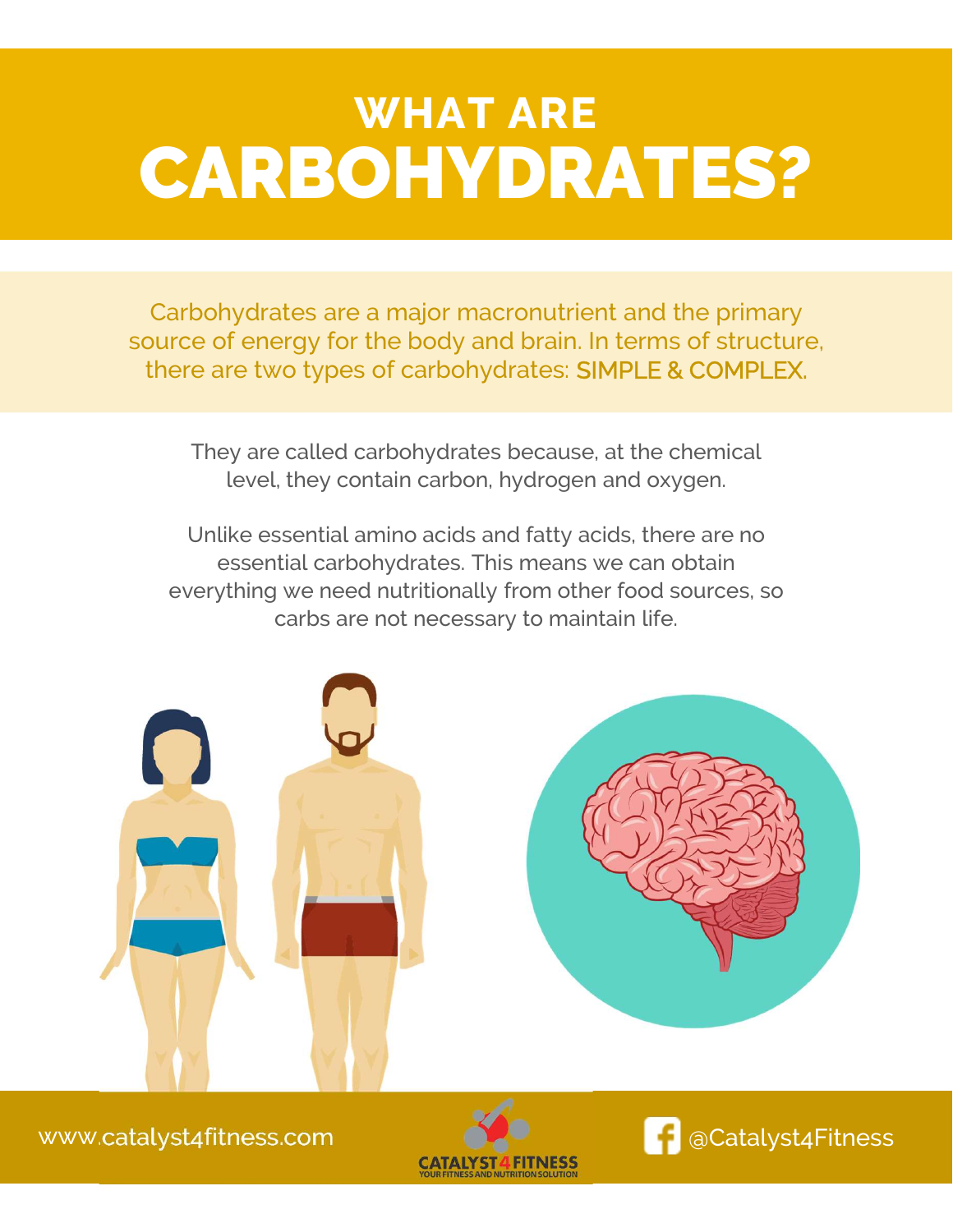# WHAT ARE CARBOHYDRATES?

Carbohydrates are a major macronutrient and the primary source of energy for the body and brain. In terms of structure, there are two types of carbohydrates: SIMPLE & COMPLEX.

They are called carbohydrates because, at the chemical level, they contain carbon, hydrogen and oxygen.

Unlike essential amino acids and fatty acids, there are no essential carbohydrates. This means we can obtain everything we need nutritionally from other food sources, so carbs are not necessary to maintain life.

www.catalyst4fitness.com

CATALYST 4 FITNESS
YOUR FITNESS AND NUTRITION SOLUTION

@Catalyst4Fitness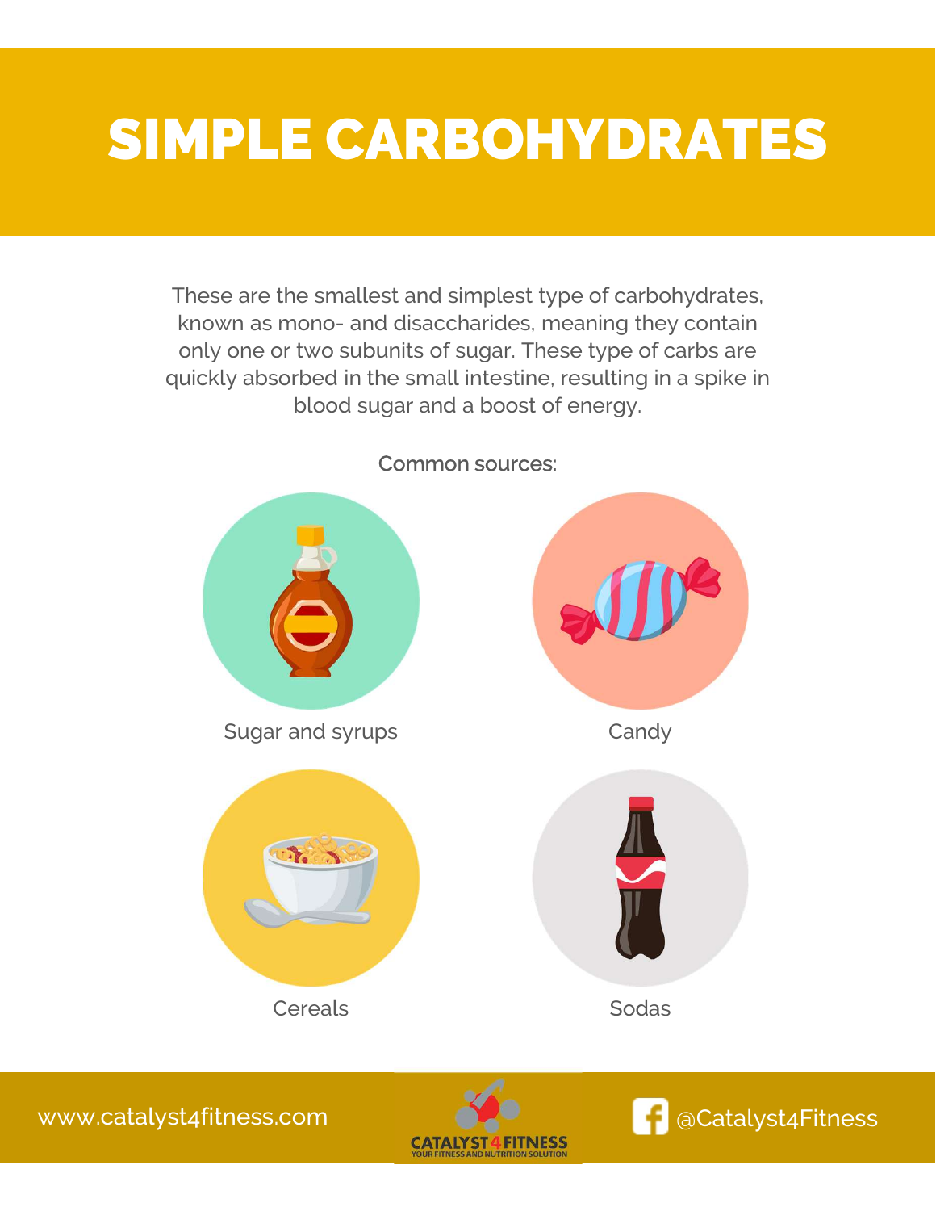# SIMPLE CARBOHYDRATES

These are the smallest and simplest type of carbohydrates, known as mono- and disaccharides, meaning they contain only one or two subunits of sugar. These type of carbs are quickly absorbed in the small intestine, resulting in a spike in blood sugar and a boost of energy.

Common sources:

- Sugar and syrups
- Candy
- Cereals
- Sodas

www.catalyst4fitness.com

CATALYST 4 FITNESS
YOUR FITNESS AND NUTRITION SOLUTION

@Catalyst4Fitness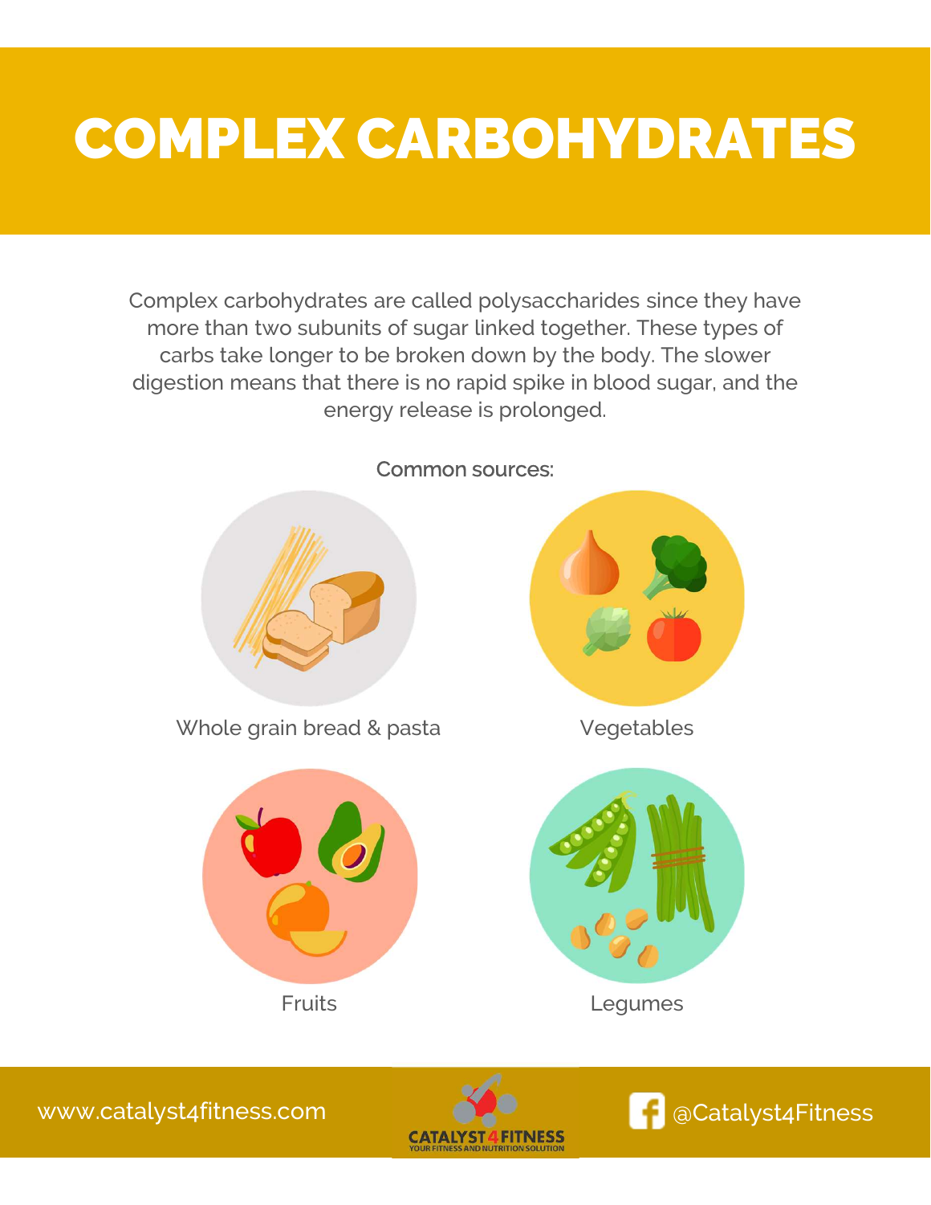# COMPLEX CARBOHYDRATES

Complex carbohydrates are called polysaccharides since they have more than two subunits of sugar linked together. These types of carbs take longer to be broken down by the body. The slower digestion means that there is no rapid spike in blood sugar, and the energy release is prolonged.

Common sources:

- Whole grain bread & pasta
- Vegetables
- Fruits
- Legumes

www.catalyst4fitness.com

CATALYST 4 FITNESS
YOUR FITNESS AND NUTRITION SOLUTION

@Catalyst4Fitness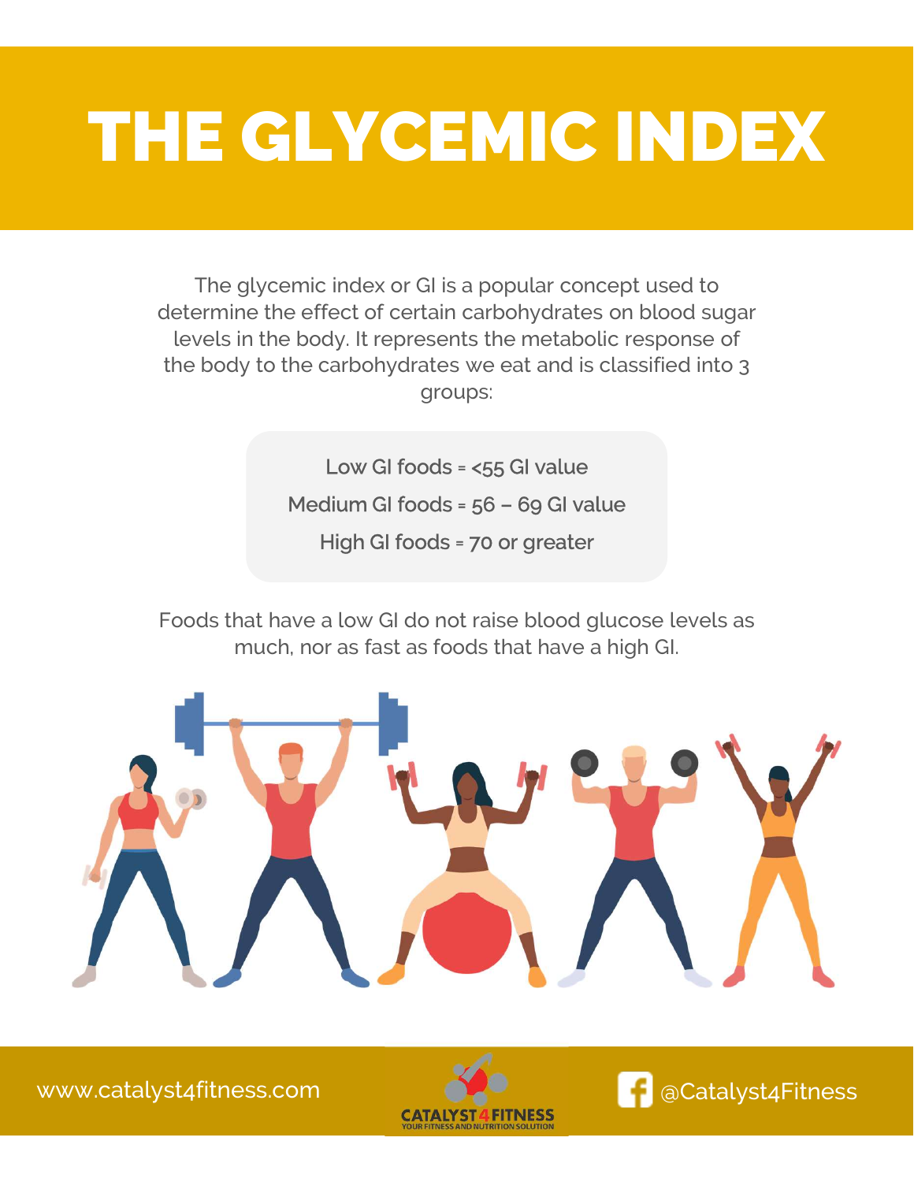# THE GLYCEMIC INDEX

The glycemic index or GI is a popular concept used to determine the effect of certain carbohydrates on blood sugar levels in the body. It represents the metabolic response of the body to the carbohydrates we eat and is classified into 3 groups:

Low GI foods = <55 GI value

Medium GI foods = 56 – 69 GI value

High GI foods = 70 or greater

Foods that have a low GI do not raise blood glucose levels as much, nor as fast as foods that have a high GI.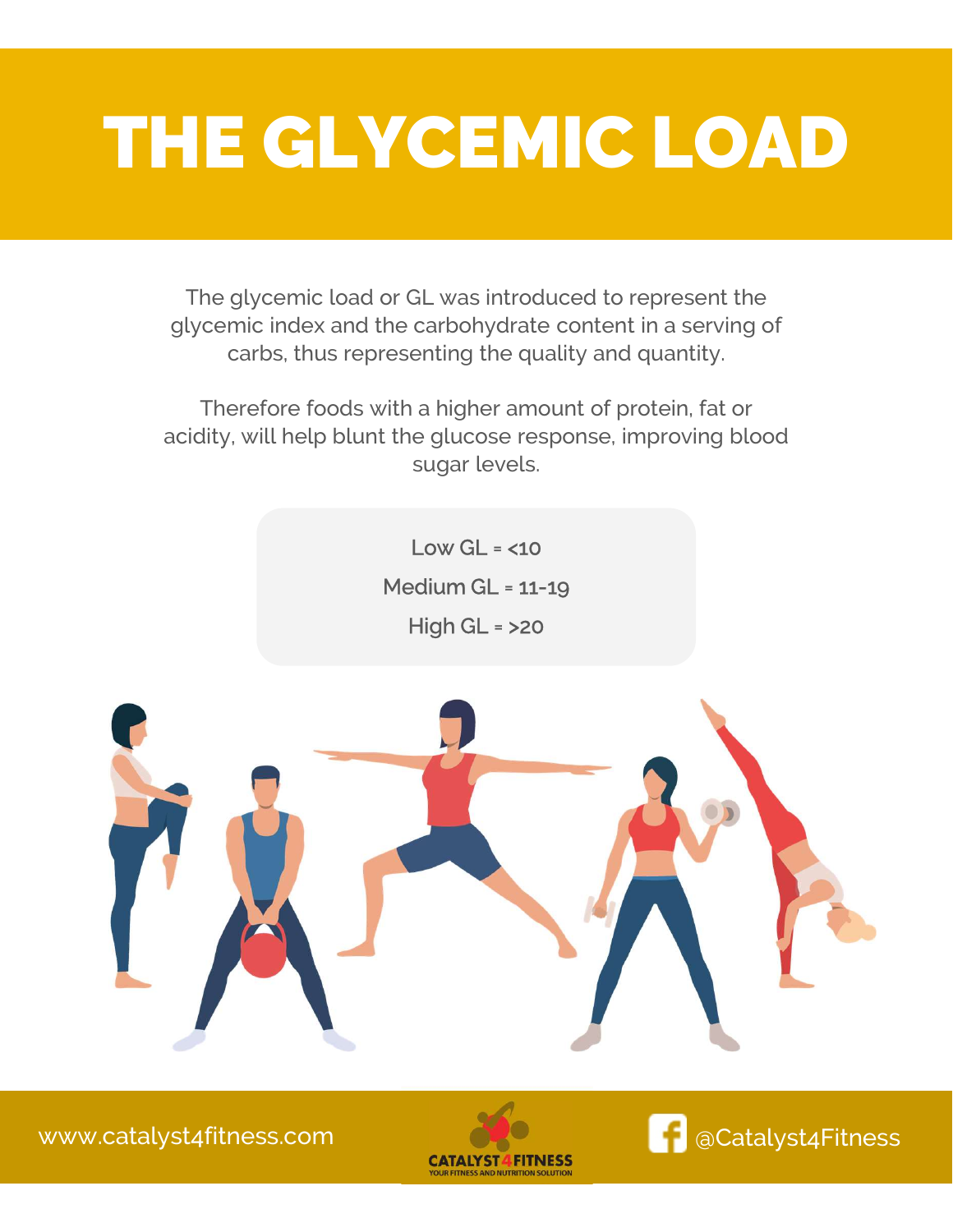# THE GLYCEMIC LOAD

The glycemic load or GL was introduced to represent the glycemic index and the carbohydrate content in a serving of carbs, thus representing the quality and quantity.

Therefore foods with a higher amount of protein, fat or acidity, will help blunt the glucose response, improving blood sugar levels.

Low GL = <10

Medium GL = 11-19

High GL = >20

www.catalyst4fitness.com

CATALYST 4 FITNESS
YOUR FITNESS AND NUTRITION SOLUTION

@Catalyst4Fitness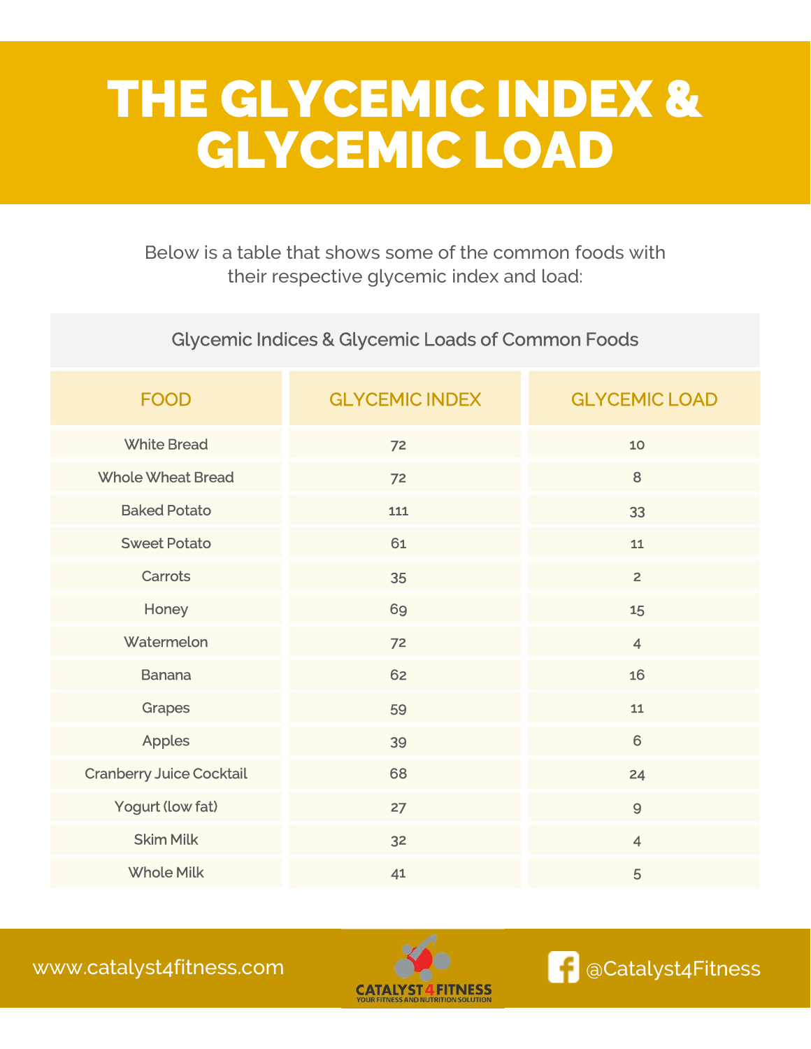# THE GLYCEMIC INDEX & GLYCEMIC LOAD

Below is a table that shows some of the common foods with their respective glycemic index and load:

| Glycemic Indices & Glycemic Loads of Common Foods | | |
|---|---|---|
| **FOOD** | **GLYCEMIC INDEX** | **GLYCEMIC LOAD** |
| White Bread | 72 | 10 |
| Whole Wheat Bread | 72 | 8 |
| Baked Potato | 111 | 33 |
| Sweet Potato | 61 | 11 |
| Carrots | 35 | 2 |
| Honey | 69 | 15 |
| Watermelon | 72 | 4 |
| Banana | 62 | 16 |
| Grapes | 59 | 11 |
| Apples | 39 | 6 |
| Cranberry Juice Cocktail | 68 | 24 |
| Yogurt (low fat) | 27 | 9 |
| Skim Milk | 32 | 4 |
| Whole Milk | 41 | 5 |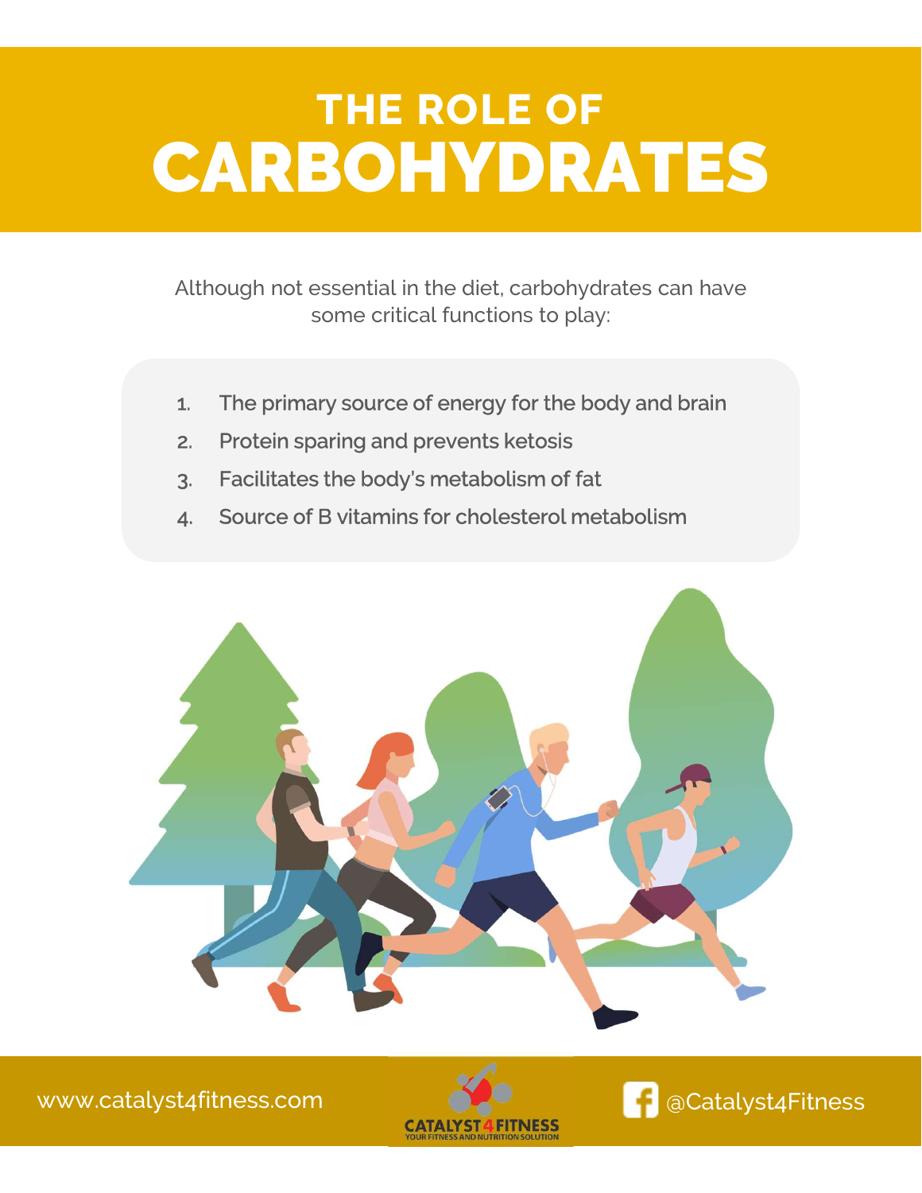# THE ROLE OF CARBOHYDRATES

Although not essential in the diet, carbohydrates can have some critical functions to play:

1. The primary source of energy for the body and brain
2. Protein sparing and prevents ketosis
3. Facilitates the body's metabolism of fat
4. Source of B vitamins for cholesterol metabolism

www.catalyst4fitness.com

CATALYST 4 FITNESS
YOUR FITNESS AND NUTRITION SOLUTION

@Catalyst4Fitness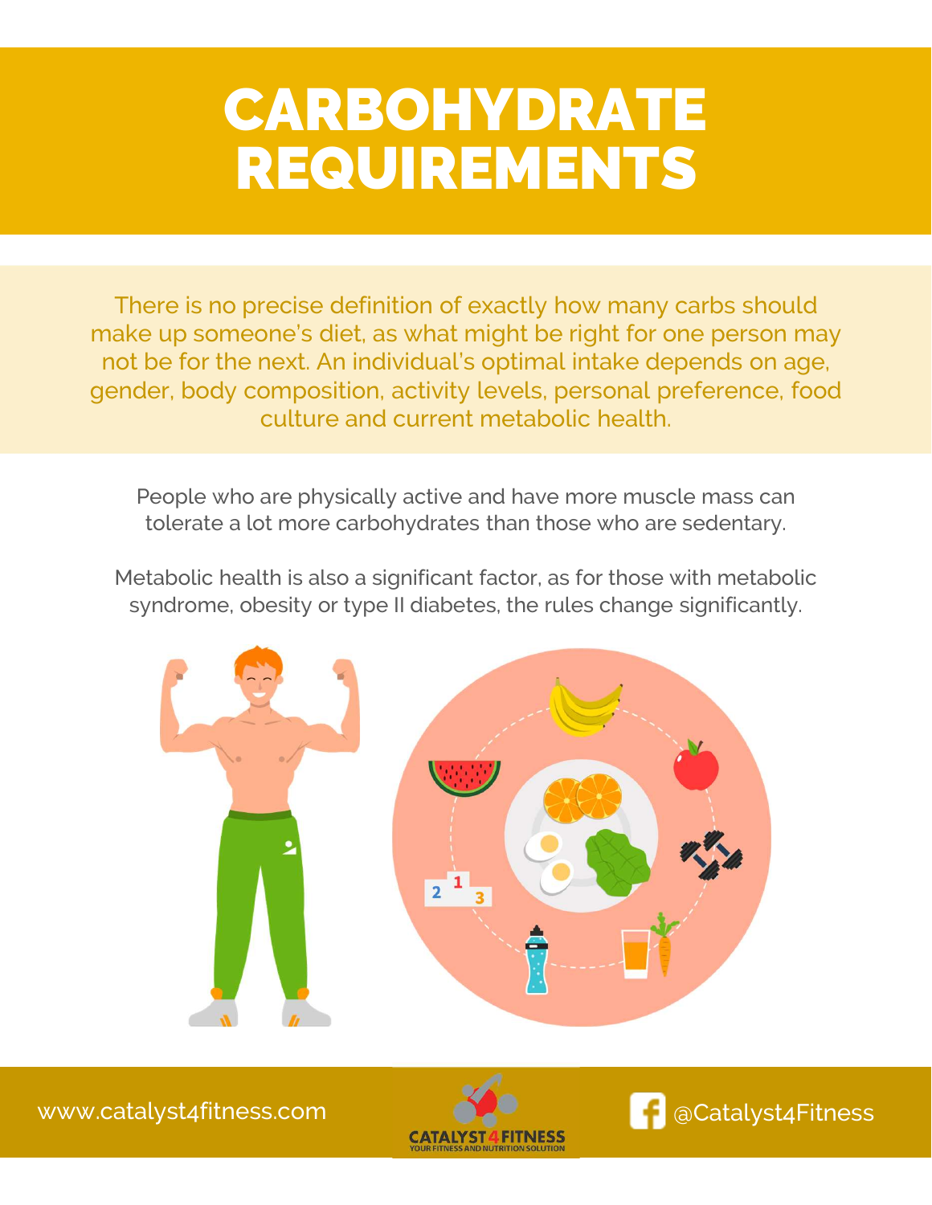# CARBOHYDRATE REQUIREMENTS

There is no precise definition of exactly how many carbs should make up someone's diet, as what might be right for one person may not be for the next. An individual's optimal intake depends on age, gender, body composition, activity levels, personal preference, food culture and current metabolic health.

People who are physically active and have more muscle mass can tolerate a lot more carbohydrates than those who are sedentary.

Metabolic health is also a significant factor, as for those with metabolic syndrome, obesity or type II diabetes, the rules change significantly.

www.catalyst4fitness.com

CATALYST 4 FITNESS
YOUR FITNESS AND NUTRITION SOLUTION

@Catalyst4Fitness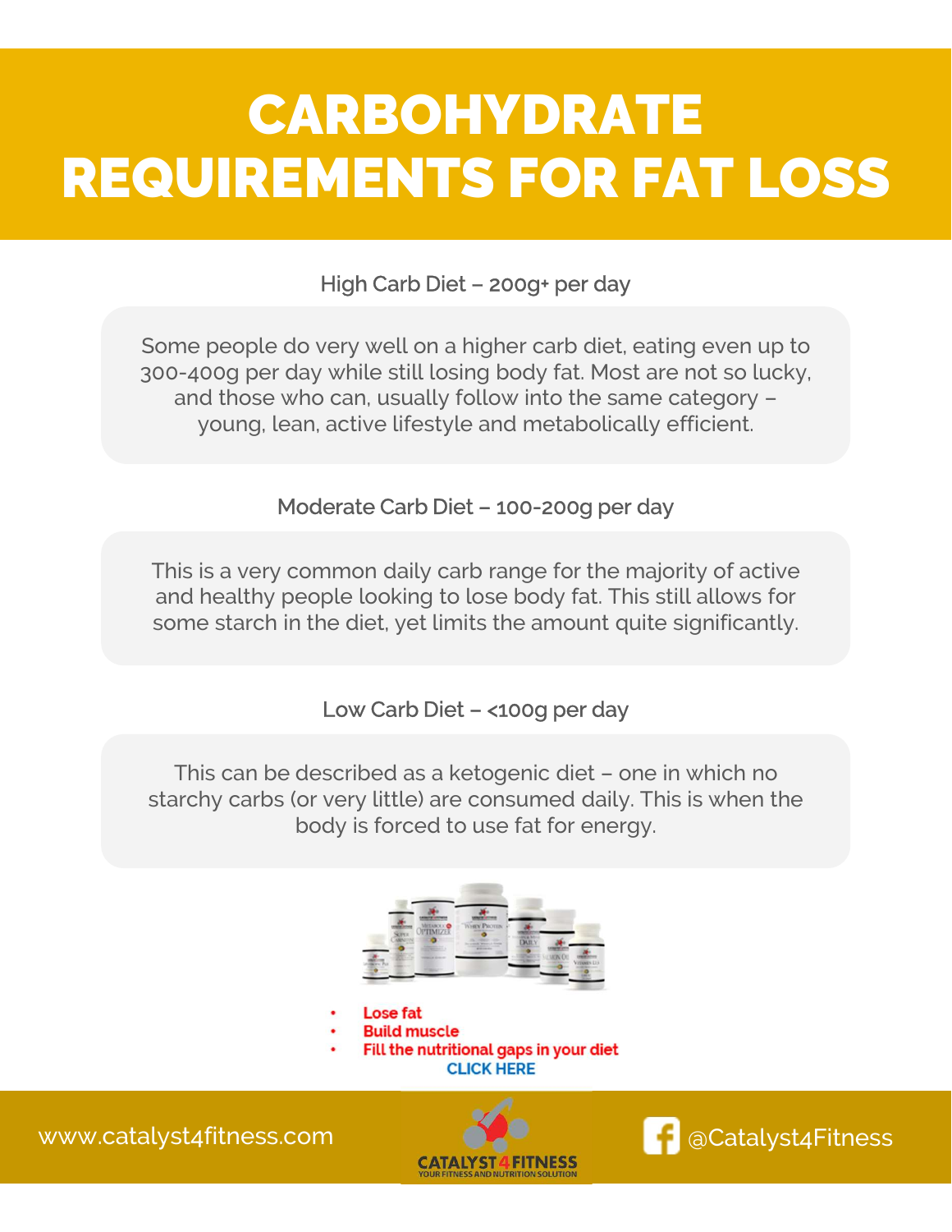# CARBOHYDRATE REQUIREMENTS FOR FAT LOSS

### High Carb Diet – 200g+ per day

Some people do very well on a higher carb diet, eating even up to 300-400g per day while still losing body fat. Most are not so lucky, and those who can, usually follow into the same category – young, lean, active lifestyle and metabolically efficient.

### Moderate Carb Diet – 100-200g per day

This is a very common daily carb range for the majority of active and healthy people looking to lose body fat. This still allows for some starch in the diet, yet limits the amount quite significantly.

### Low Carb Diet – <100g per day

This can be described as a ketogenic diet – one in which no starchy carbs (or very little) are consumed daily. This is when the body is forced to use fat for energy.

- **Lose fat**
- **Build muscle**
- **Fill the nutritional gaps in your diet**

**CLICK HERE**

www.catalyst4fitness.com

CATALYST 4 FITNESS
YOUR FITNESS AND NUTRITION SOLUTION

@Catalyst4Fitness